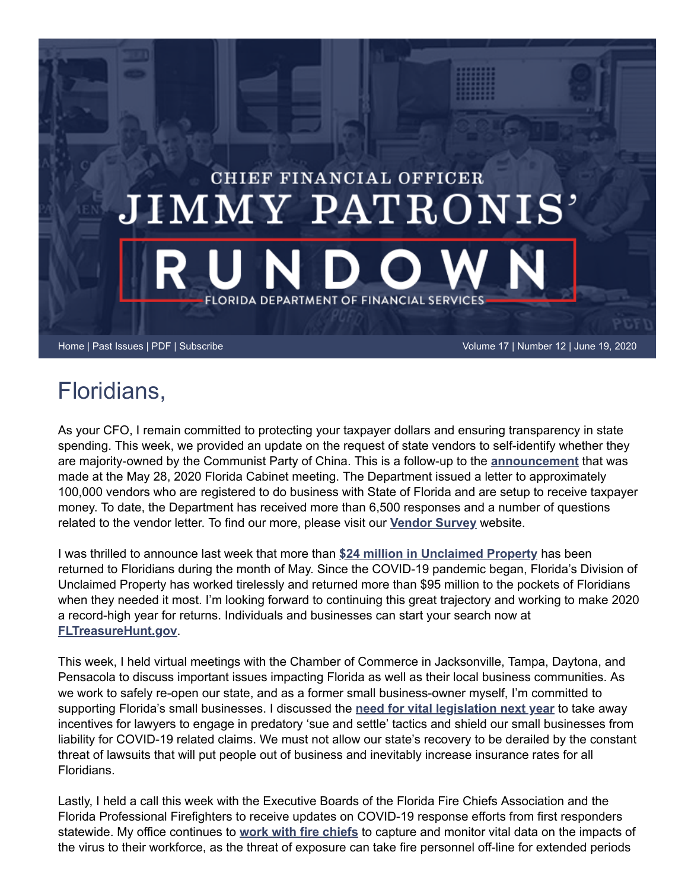# CHIEF FINANCIAL OFFICER JIMMY PATRONIS' RUNDOWN

FLORIDA DEPARTMENT OF FINANCIAL SERVICES

Home | Past Issues | PDF | Subscribe

Volume 17 | Number 12 | June 19, 2020

## Floridians,

As your CFO, I remain committed to protecting your taxpayer dollars and ensuring transparency in state spending. This week, we provided an update on the request of state vendors to self-identify whether they are majority-owned by the Communist Party of China. This is a follow-up to the **announcement** that was made at the May 28, 2020 Florida Cabinet meeting. The Department issued a letter to approximately 100,000 vendors who are registered to do business with State of Florida and are setup to receive taxpayer money. To date, the Department has received more than 6,500 responses and a number of questions related to the vendor letter. To find our more, please visit our **Vendor Survey** website.

I was thrilled to announce last week that more than **$24 million in Unclaimed Property** has been returned to Floridians during the month of May. Since the COVID-19 pandemic began, Florida's Division of Unclaimed Property has worked tirelessly and returned more than $95 million to the pockets of Floridians when they needed it most. I'm looking forward to continuing this great trajectory and working to make 2020 a record-high year for returns. Individuals and businesses can start your search now at **FLTreasureHunt.gov**.

This week, I held virtual meetings with the Chamber of Commerce in Jacksonville, Tampa, Daytona, and Pensacola to discuss important issues impacting Florida as well as their local business communities. As we work to safely re-open our state, and as a former small business-owner myself, I'm committed to supporting Florida's small businesses. I discussed the **need for vital legislation next year** to take away incentives for lawyers to engage in predatory 'sue and settle' tactics and shield our small businesses from liability for COVID-19 related claims. We must not allow our state's recovery to be derailed by the constant threat of lawsuits that will put people out of business and inevitably increase insurance rates for all Floridians.

Lastly, I held a call this week with the Executive Boards of the Florida Fire Chiefs Association and the Florida Professional Firefighters to receive updates on COVID-19 response efforts from first responders statewide. My office continues to **work with fire chiefs** to capture and monitor vital data on the impacts of the virus to their workforce, as the threat of exposure can take fire personnel off-line for extended periods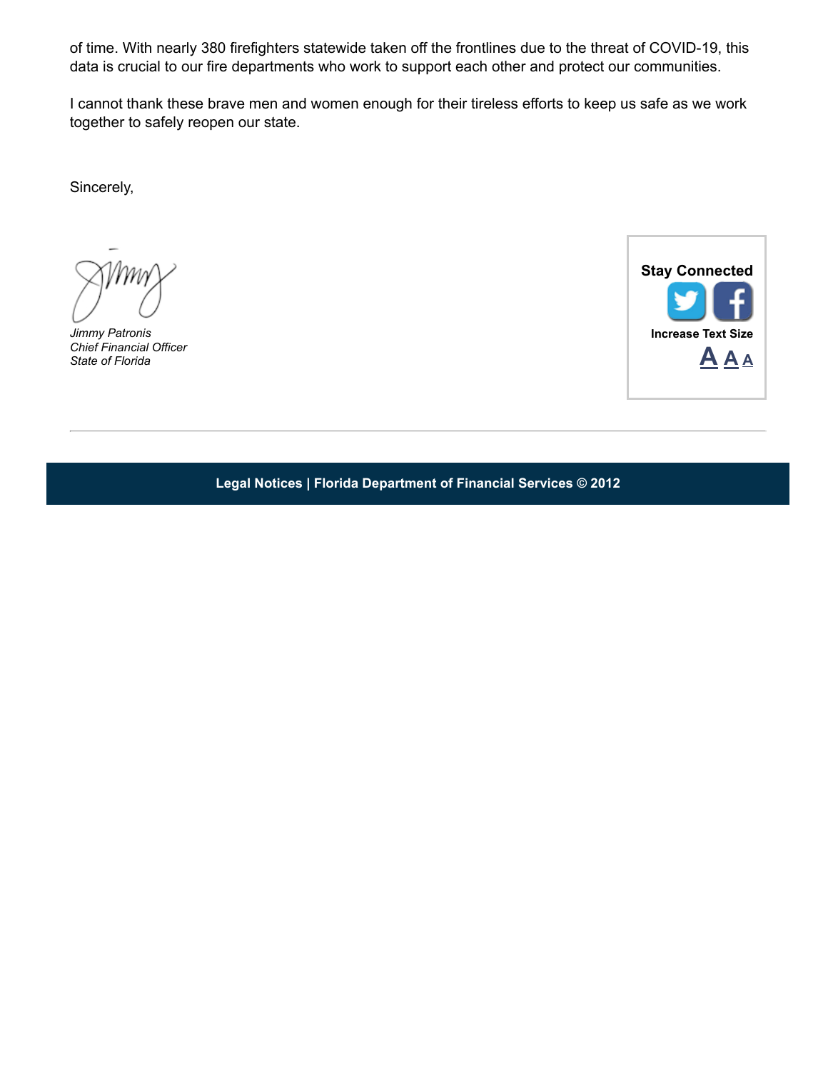of time. With nearly 380 firefighters statewide taken off the frontlines due to the threat of COVID-19, this data is crucial to our fire departments who work to support each other and protect our communities.

I cannot thank these brave men and women enough for their tireless efforts to keep us safe as we work together to safely reopen our state.

Sincerely,

*Jimmy Patronis*
*Chief Financial Officer*
*State of Florida*

**Stay Connected**

**Increase Text Size**

A A A

**Legal Notices | Florida Department of Financial Services © 2012**